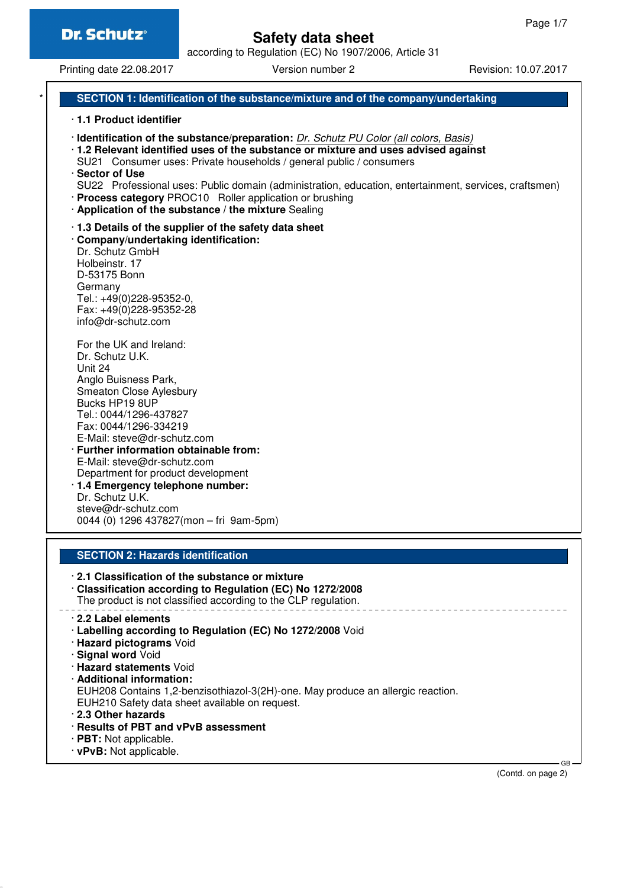# Safety data sheet

according to Regulation (EC) No 1907/2006, Article 31

Printing date 22.08.2017 Version number 2 Revision: 10.07.2017

## SECTION 1: Identification of the substance/mixture and of the company/undertaking

· **1.1 Product identifier**

· **Identification of the substance/preparation:** *Dr. Schutz PU Color (all colors, Basis)*

· **1.2 Relevant identified uses of the substance or mixture and uses advised against**
SU21 Consumer uses: Private households / general public / consumers

· **Sector of Use**
SU22 Professional uses: Public domain (administration, education, entertainment, services, craftsmen)

· **Process category** PROC10 Roller application or brushing

· **Application of the substance / the mixture** Sealing

· **1.3 Details of the supplier of the safety data sheet**

· **Company/undertaking identification:**
Dr. Schutz GmbH
Holbeinstr. 17
D-53175 Bonn
Germany
Tel.: +49(0)228-95352-0,
Fax: +49(0)228-95352-28
info@dr-schutz.com

For the UK and Ireland:
Dr. Schutz U.K.
Unit 24
Anglo Buisness Park,
Smeaton Close Aylesbury
Bucks HP19 8UP
Tel.: 0044/1296-437827
Fax: 0044/1296-334219
E-Mail: steve@dr-schutz.com

· **Further information obtainable from:**
E-Mail: steve@dr-schutz.com
Department for product development

· **1.4 Emergency telephone number:**
Dr. Schutz U.K.
steve@dr-schutz.com
0044 (0) 1296 437827(mon – fri 9am-5pm)

## SECTION 2: Hazards identification

· **2.1 Classification of the substance or mixture**

· **Classification according to Regulation (EC) No 1272/2008**
The product is not classified according to the CLP regulation.

· **2.2 Label elements**

· **Labelling according to Regulation (EC) No 1272/2008** Void

· **Hazard pictograms** Void

· **Signal word** Void

· **Hazard statements** Void

· **Additional information:**
EUH208 Contains 1,2-benzisothiazol-3(2H)-one. May produce an allergic reaction.
EUH210 Safety data sheet available on request.

· **2.3 Other hazards**

· **Results of PBT and vPvB assessment**

· **PBT:** Not applicable.

· **vPvB:** Not applicable.

(Contd. on page 2)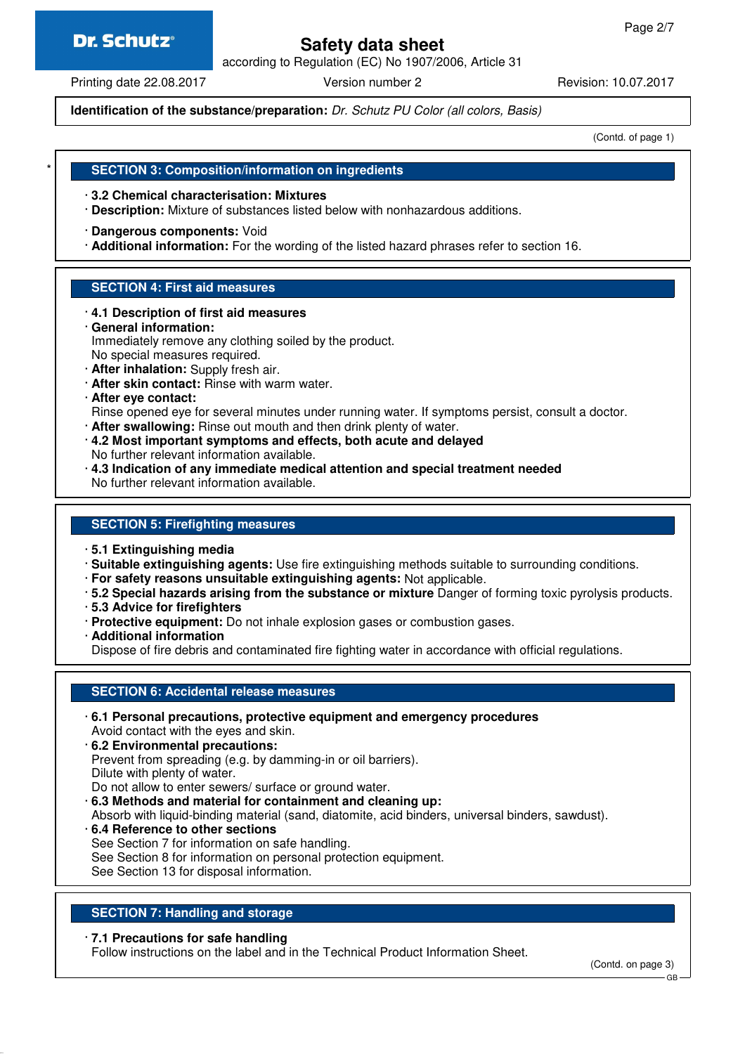**Identification of the substance/preparation:** *Dr. Schutz PU Color (all colors, Basis)*

(Contd. of page 1)

## SECTION 3: Composition/information on ingredients

· **3.2 Chemical characterisation: Mixtures**
· **Description:** Mixture of substances listed below with nonhazardous additions.

· **Dangerous components:** Void
· **Additional information:** For the wording of the listed hazard phrases refer to section 16.

## SECTION 4: First aid measures

· **4.1 Description of first aid measures**
· **General information:**
Immediately remove any clothing soiled by the product.
No special measures required.
· **After inhalation:** Supply fresh air.
· **After skin contact:** Rinse with warm water.
· **After eye contact:**
Rinse opened eye for several minutes under running water. If symptoms persist, consult a doctor.
· **After swallowing:** Rinse out mouth and then drink plenty of water.
· **4.2 Most important symptoms and effects, both acute and delayed**
No further relevant information available.
· **4.3 Indication of any immediate medical attention and special treatment needed**
No further relevant information available.

## SECTION 5: Firefighting measures

· **5.1 Extinguishing media**
· **Suitable extinguishing agents:** Use fire extinguishing methods suitable to surrounding conditions.
· **For safety reasons unsuitable extinguishing agents:** Not applicable.
· **5.2 Special hazards arising from the substance or mixture** Danger of forming toxic pyrolysis products.
· **5.3 Advice for firefighters**
· **Protective equipment:** Do not inhale explosion gases or combustion gases.
· **Additional information**
Dispose of fire debris and contaminated fire fighting water in accordance with official regulations.

## SECTION 6: Accidental release measures

· **6.1 Personal precautions, protective equipment and emergency procedures**
Avoid contact with the eyes and skin.
· **6.2 Environmental precautions:**
Prevent from spreading (e.g. by damming-in or oil barriers).
Dilute with plenty of water.
Do not allow to enter sewers/ surface or ground water.
· **6.3 Methods and material for containment and cleaning up:**
Absorb with liquid-binding material (sand, diatomite, acid binders, universal binders, sawdust).
· **6.4 Reference to other sections**
See Section 7 for information on safe handling.
See Section 8 for information on personal protection equipment.
See Section 13 for disposal information.

## SECTION 7: Handling and storage

· **7.1 Precautions for safe handling**
Follow instructions on the label and in the Technical Product Information Sheet.

(Contd. on page 3)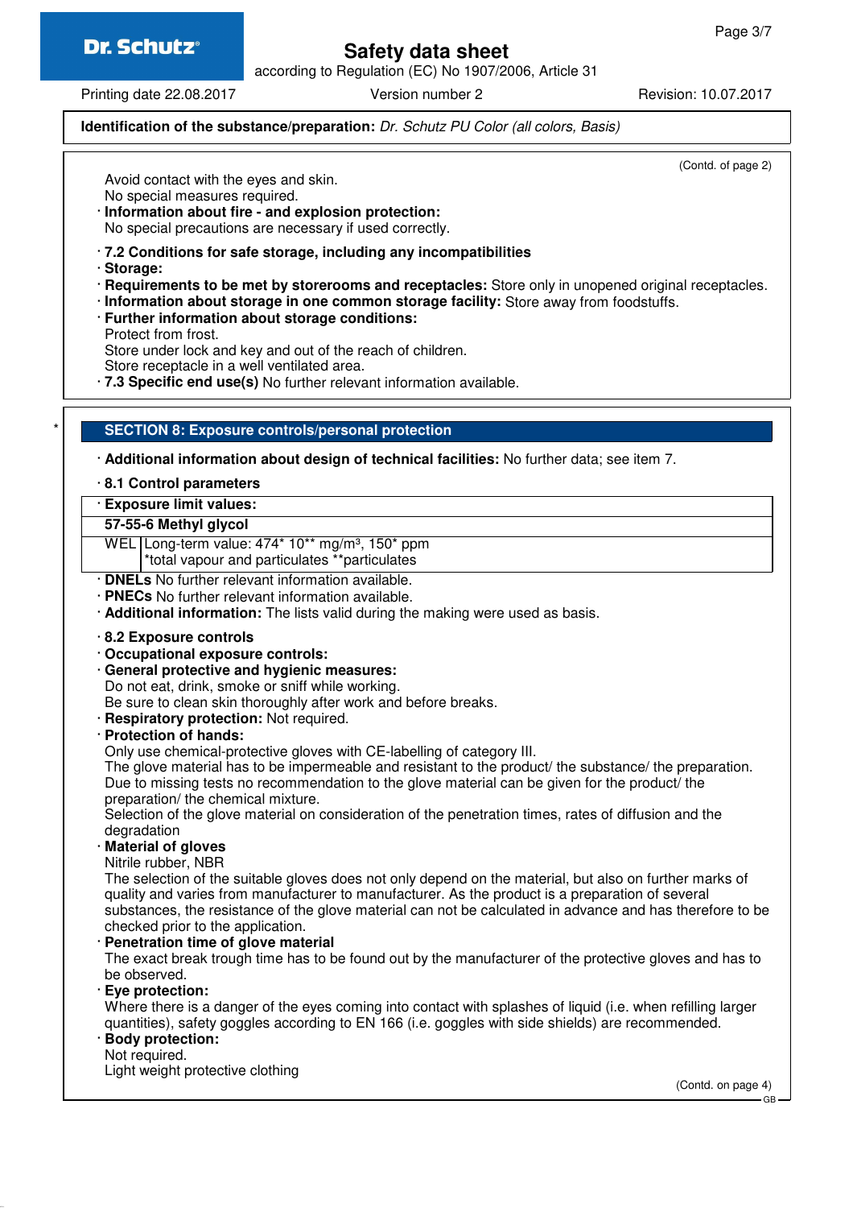**Identification of the substance/preparation:** *Dr. Schutz PU Color (all colors, Basis)*

(Contd. of page 2)

Avoid contact with the eyes and skin.
No special measures required.

· **Information about fire - and explosion protection:**
No special precautions are necessary if used correctly.

· **7.2 Conditions for safe storage, including any incompatibilities**
· **Storage:**
· **Requirements to be met by storerooms and receptacles:** Store only in unopened original receptacles.
· **Information about storage in one common storage facility:** Store away from foodstuffs.
· **Further information about storage conditions:**
Protect from frost.
Store under lock and key and out of the reach of children.
Store receptacle in a well ventilated area.
· **7.3 Specific end use(s)** No further relevant information available.

## SECTION 8: Exposure controls/personal protection

· **Additional information about design of technical facilities:** No further data; see item 7.

· **8.1 Control parameters**

| · **Exposure limit values:** | |
|---|---|
| **57-55-6 Methyl glycol** | |
| WEL | Long-term value: 474* 10** mg/m³, 150* ppm<br>*total vapour and particulates **particulates |

· **DNELs** No further relevant information available.
· **PNECs** No further relevant information available.
· **Additional information:** The lists valid during the making were used as basis.

· **8.2 Exposure controls**
· **Occupational exposure controls:**
· **General protective and hygienic measures:**
Do not eat, drink, smoke or sniff while working.
Be sure to clean skin thoroughly after work and before breaks.
· **Respiratory protection:** Not required.
· **Protection of hands:**
Only use chemical-protective gloves with CE-labelling of category III.
The glove material has to be impermeable and resistant to the product/ the substance/ the preparation.
Due to missing tests no recommendation to the glove material can be given for the product/ the preparation/ the chemical mixture.
Selection of the glove material on consideration of the penetration times, rates of diffusion and the degradation
· **Material of gloves**
Nitrile rubber, NBR
The selection of the suitable gloves does not only depend on the material, but also on further marks of quality and varies from manufacturer to manufacturer. As the product is a preparation of several substances, the resistance of the glove material can not be calculated in advance and has therefore to be checked prior to the application.
· **Penetration time of glove material**
The exact break trough time has to be found out by the manufacturer of the protective gloves and has to be observed.
· **Eye protection:**
Where there is a danger of the eyes coming into contact with splashes of liquid (i.e. when refilling larger quantities), safety goggles according to EN 166 (i.e. goggles with side shields) are recommended.
· **Body protection:**
Not required.
Light weight protective clothing

(Contd. on page 4)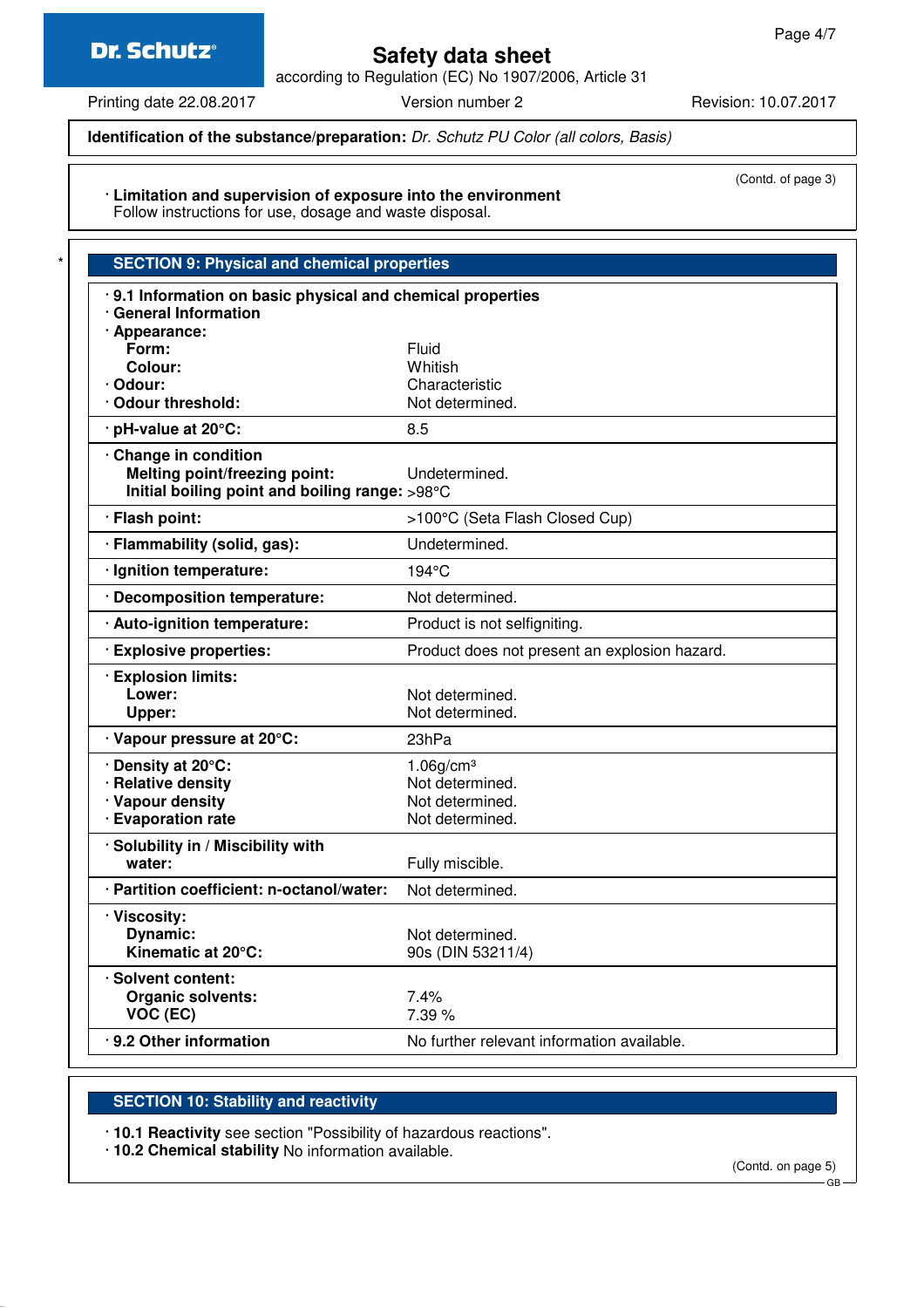**Identification of the substance/preparation:** *Dr. Schutz PU Color (all colors, Basis)*

(Contd. of page 3)

· **Limitation and supervision of exposure into the environment**
Follow instructions for use, dosage and waste disposal.

## SECTION 9: Physical and chemical properties

· **9.1 Information on basic physical and chemical properties**
· **General Information**

| Property | Value |
|---|---|
| · **Appearance:** | |
| **Form:** | Fluid |
| **Colour:** | Whitish |
| · **Odour:** | Characteristic |
| · **Odour threshold:** | Not determined. |
| · **pH-value at 20°C:** | 8.5 |
| · **Change in condition** | |
| **Melting point/freezing point:** | Undetermined. |
| **Initial boiling point and boiling range:** | >98°C |
| · **Flash point:** | >100°C (Seta Flash Closed Cup) |
| · **Flammability (solid, gas):** | Undetermined. |
| · **Ignition temperature:** | 194°C |
| · **Decomposition temperature:** | Not determined. |
| · **Auto-ignition temperature:** | Product is not selfigniting. |
| · **Explosive properties:** | Product does not present an explosion hazard. |
| · **Explosion limits:** | |
| **Lower:** | Not determined. |
| **Upper:** | Not determined. |
| · **Vapour pressure at 20°C:** | 23hPa |
| · **Density at 20°C:** | 1.06g/cm³ |
| · **Relative density** | Not determined. |
| · **Vapour density** | Not determined. |
| · **Evaporation rate** | Not determined. |
| · **Solubility in / Miscibility with** | |
| **water:** | Fully miscible. |
| · **Partition coefficient: n-octanol/water:** | Not determined. |
| · **Viscosity:** | |
| **Dynamic:** | Not determined. |
| **Kinematic at 20°C:** | 90s (DIN 53211/4) |
| · **Solvent content:** | |
| **Organic solvents:** | 7.4% |
| **VOC (EC)** | 7.39 % |
| · **9.2 Other information** | No further relevant information available. |

## SECTION 10: Stability and reactivity

· **10.1 Reactivity** see section "Possibility of hazardous reactions".
· **10.2 Chemical stability** No information available.

(Contd. on page 5)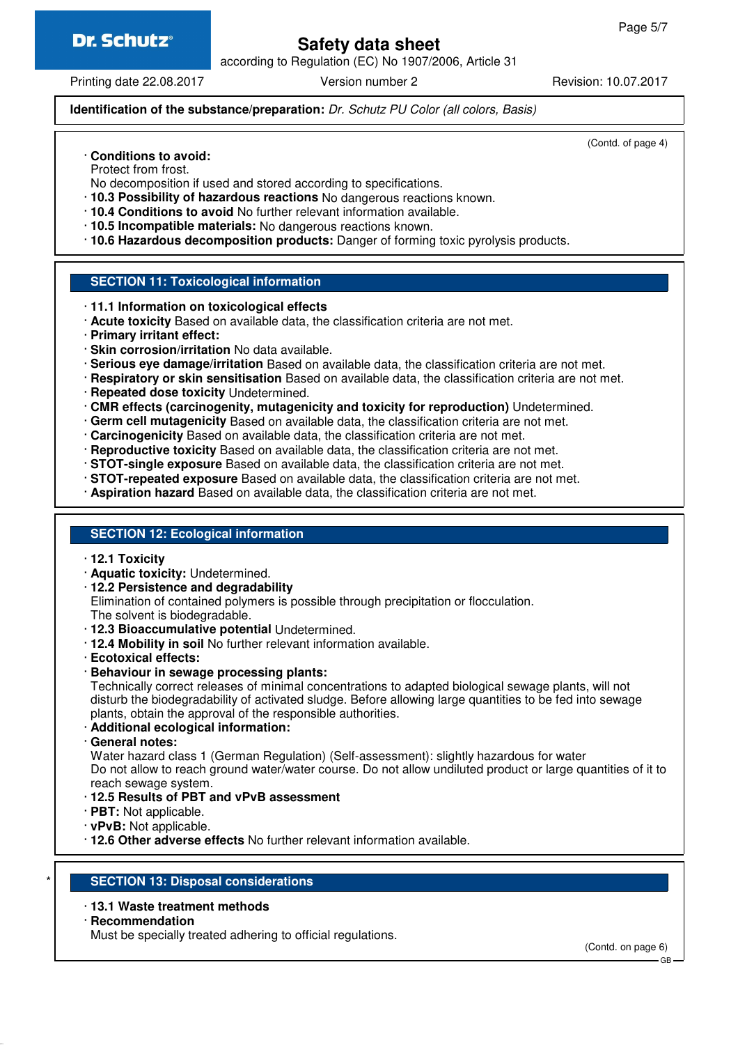**Identification of the substance/preparation:** *Dr. Schutz PU Color (all colors, Basis)*

(Contd. of page 4)

- **Conditions to avoid:**
  Protect from frost.
  No decomposition if used and stored according to specifications.
- **10.3 Possibility of hazardous reactions** No dangerous reactions known.
- **10.4 Conditions to avoid** No further relevant information available.
- **10.5 Incompatible materials:** No dangerous reactions known.
- **10.6 Hazardous decomposition products:** Danger of forming toxic pyrolysis products.

## SECTION 11: Toxicological information

- **11.1 Information on toxicological effects**
- **Acute toxicity** Based on available data, the classification criteria are not met.
- **Primary irritant effect:**
- **Skin corrosion/irritation** No data available.
- **Serious eye damage/irritation** Based on available data, the classification criteria are not met.
- **Respiratory or skin sensitisation** Based on available data, the classification criteria are not met.
- **Repeated dose toxicity** Undetermined.
- **CMR effects (carcinogenity, mutagenicity and toxicity for reproduction)** Undetermined.
- **Germ cell mutagenicity** Based on available data, the classification criteria are not met.
- **Carcinogenicity** Based on available data, the classification criteria are not met.
- **Reproductive toxicity** Based on available data, the classification criteria are not met.
- **STOT-single exposure** Based on available data, the classification criteria are not met.
- **STOT-repeated exposure** Based on available data, the classification criteria are not met.
- **Aspiration hazard** Based on available data, the classification criteria are not met.

## SECTION 12: Ecological information

- **12.1 Toxicity**
- **Aquatic toxicity:** Undetermined.
- **12.2 Persistence and degradability**
  Elimination of contained polymers is possible through precipitation or flocculation.
  The solvent is biodegradable.
- **12.3 Bioaccumulative potential** Undetermined.
- **12.4 Mobility in soil** No further relevant information available.
- **Ecotoxical effects:**
- **Behaviour in sewage processing plants:**
  Technically correct releases of minimal concentrations to adapted biological sewage plants, will not disturb the biodegradability of activated sludge. Before allowing large quantities to be fed into sewage plants, obtain the approval of the responsible authorities.
- **Additional ecological information:**
- **General notes:**
  Water hazard class 1 (German Regulation) (Self-assessment): slightly hazardous for water
  Do not allow to reach ground water/water course. Do not allow undiluted product or large quantities of it to reach sewage system.
- **12.5 Results of PBT and vPvB assessment**
- **PBT:** Not applicable.
- **vPvB:** Not applicable.
- **12.6 Other adverse effects** No further relevant information available.

## * SECTION 13: Disposal considerations

- **13.1 Waste treatment methods**
- **Recommendation**
  Must be specially treated adhering to official regulations.

(Contd. on page 6)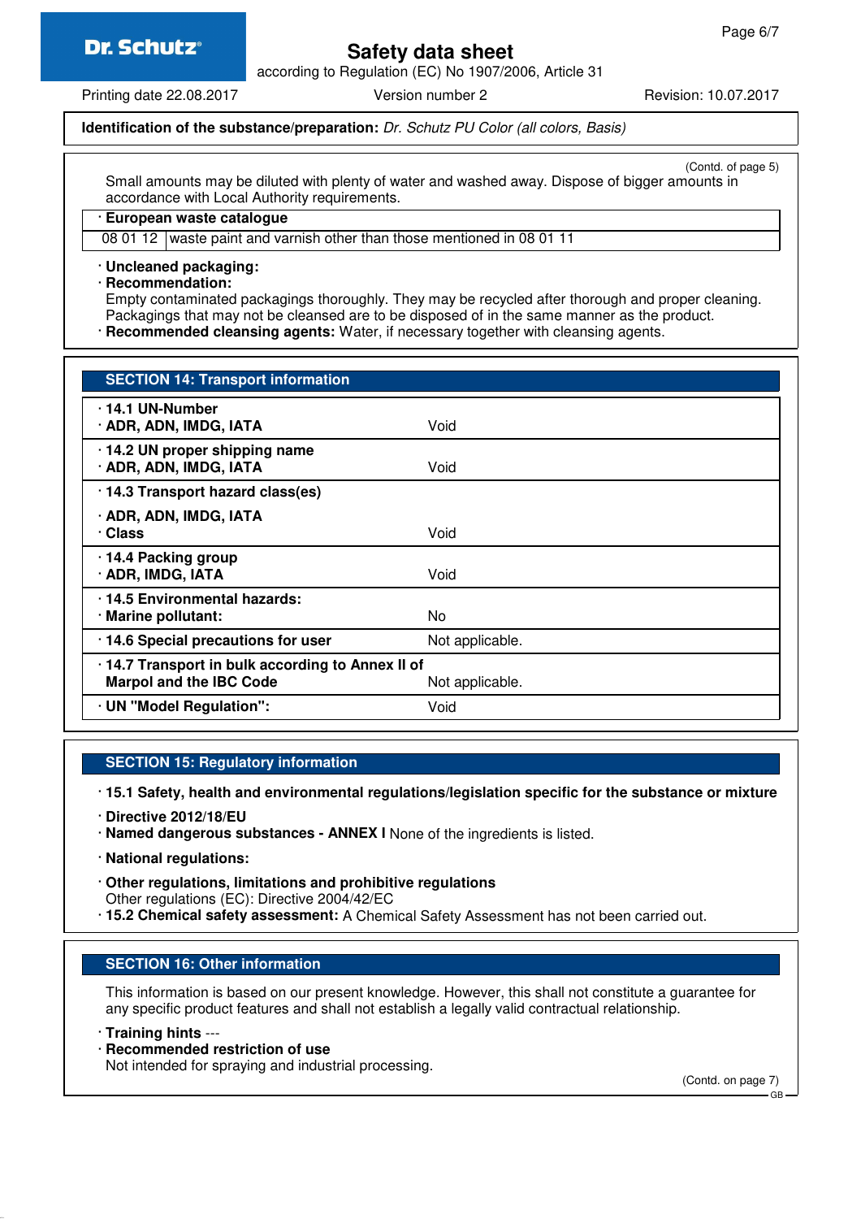**Identification of the substance/preparation:** *Dr. Schutz PU Color (all colors, Basis)*

(Contd. of page 5)

Small amounts may be diluted with plenty of water and washed away. Dispose of bigger amounts in accordance with Local Authority requirements.

· **European waste catalogue**

| 08 01 12 | waste paint and varnish other than those mentioned in 08 01 11 |
|---|---|

· **Uncleaned packaging:**
· **Recommendation:**
Empty contaminated packagings thoroughly. They may be recycled after thorough and proper cleaning. Packagings that may not be cleansed are to be disposed of in the same manner as the product.
· **Recommended cleansing agents:** Water, if necessary together with cleansing agents.

## SECTION 14: Transport information

| | |
|---|---|
| · **14.1 UN-Number** · **ADR, ADN, IMDG, IATA** | Void |
| · **14.2 UN proper shipping name** · **ADR, ADN, IMDG, IATA** | Void |
| · **14.3 Transport hazard class(es)** · **ADR, ADN, IMDG, IATA** · **Class** | Void |
| · **14.4 Packing group** · **ADR, IMDG, IATA** | Void |
| · **14.5 Environmental hazards:** · **Marine pollutant:** | No |
| · **14.6 Special precautions for user** | Not applicable. |
| · **14.7 Transport in bulk according to Annex II of Marpol and the IBC Code** | Not applicable. |
| · **UN "Model Regulation":** | Void |

## SECTION 15: Regulatory information

· **15.1 Safety, health and environmental regulations/legislation specific for the substance or mixture**

· **Directive 2012/18/EU**
· **Named dangerous substances - ANNEX I** None of the ingredients is listed.

· **National regulations:**

· **Other regulations, limitations and prohibitive regulations**
Other regulations (EC): Directive 2004/42/EC
· **15.2 Chemical safety assessment:** A Chemical Safety Assessment has not been carried out.

## SECTION 16: Other information

This information is based on our present knowledge. However, this shall not constitute a guarantee for any specific product features and shall not establish a legally valid contractual relationship.

· **Training hints** ---
· **Recommended restriction of use**
Not intended for spraying and industrial processing.

(Contd. on page 7)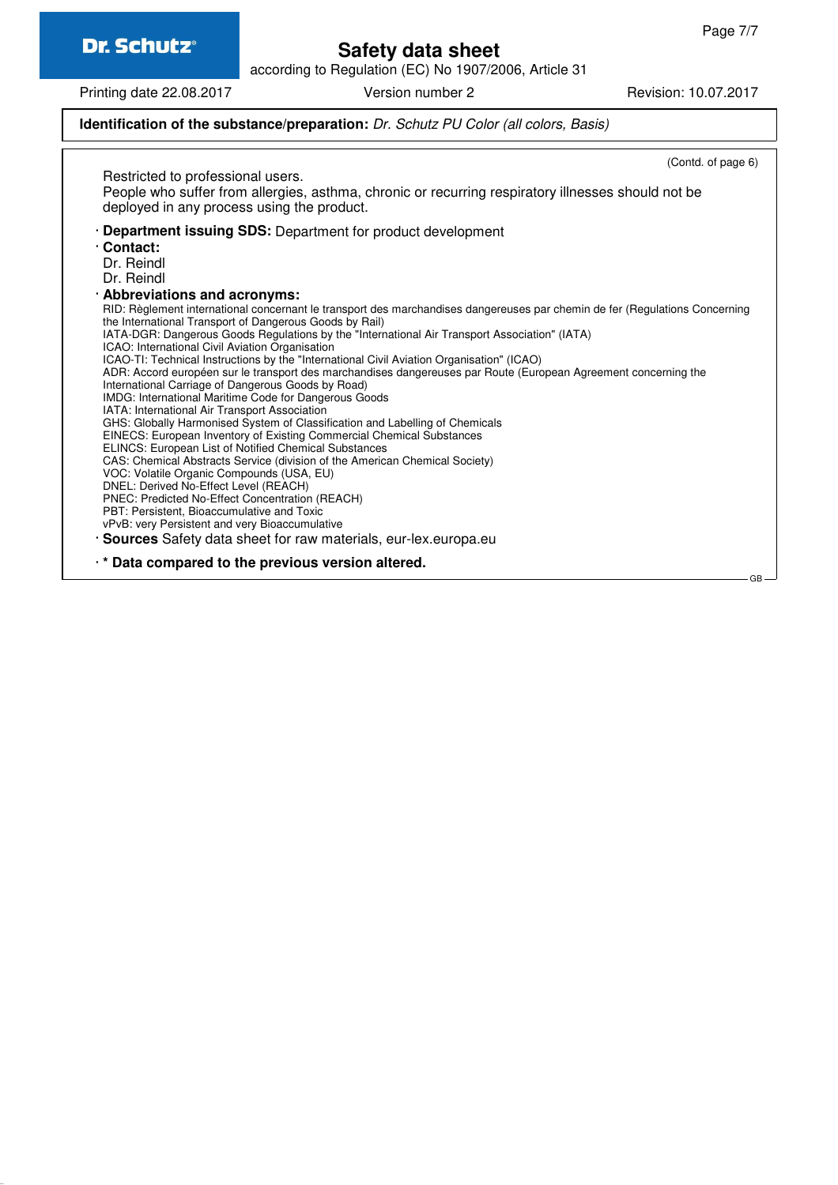**Identification of the substance/preparation:** *Dr. Schutz PU Color (all colors, Basis)*

(Contd. of page 6)

Restricted to professional users.
People who suffer from allergies, asthma, chronic or recurring respiratory illnesses should not be deployed in any process using the product.

· **Department issuing SDS:** Department for product development

· **Contact:**
Dr. Reindl
Dr. Reindl

· **Abbreviations and acronyms:**
RID: Règlement international concernant le transport des marchandises dangereuses par chemin de fer (Regulations Concerning the International Transport of Dangerous Goods by Rail)
IATA-DGR: Dangerous Goods Regulations by the "International Air Transport Association" (IATA)
ICAO: International Civil Aviation Organisation
ICAO-TI: Technical Instructions by the "International Civil Aviation Organisation" (ICAO)
ADR: Accord européen sur le transport des marchandises dangereuses par Route (European Agreement concerning the International Carriage of Dangerous Goods by Road)
IMDG: International Maritime Code for Dangerous Goods
IATA: International Air Transport Association
GHS: Globally Harmonised System of Classification and Labelling of Chemicals
EINECS: European Inventory of Existing Commercial Chemical Substances
ELINCS: European List of Notified Chemical Substances
CAS: Chemical Abstracts Service (division of the American Chemical Society)
VOC: Volatile Organic Compounds (USA, EU)
DNEL: Derived No-Effect Level (REACH)
PNEC: Predicted No-Effect Concentration (REACH)
PBT: Persistent, Bioaccumulative and Toxic
vPvB: very Persistent and very Bioaccumulative

· **Sources** Safety data sheet for raw materials, eur-lex.europa.eu

· **\* Data compared to the previous version altered.**